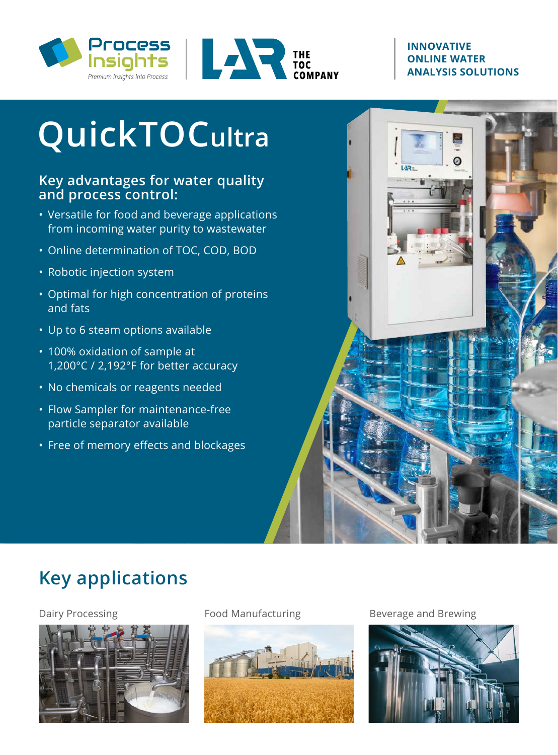INNOVATIVE ONLINE WATER ANALYSIS SOLUTIONS

# QuickTOCultra

## Key advantages for water quality and process control:

- Versatile for food and beverage applications from incoming water purity to wastewater
- Online determination of TOC, COD, BOD
- Robotic injection system
- Optimal for high concentration of proteins and fats
- Up to 6 steam options available
- 100% oxidation of sample at 1,200°C / 2,192°F for better accuracy
- No chemicals or reagents needed
- Flow Sampler for maintenance-free particle separator available
- Free of memory effects and blockages

## Key applications

Dairy Processing

Food Manufacturing

Beverage and Brewing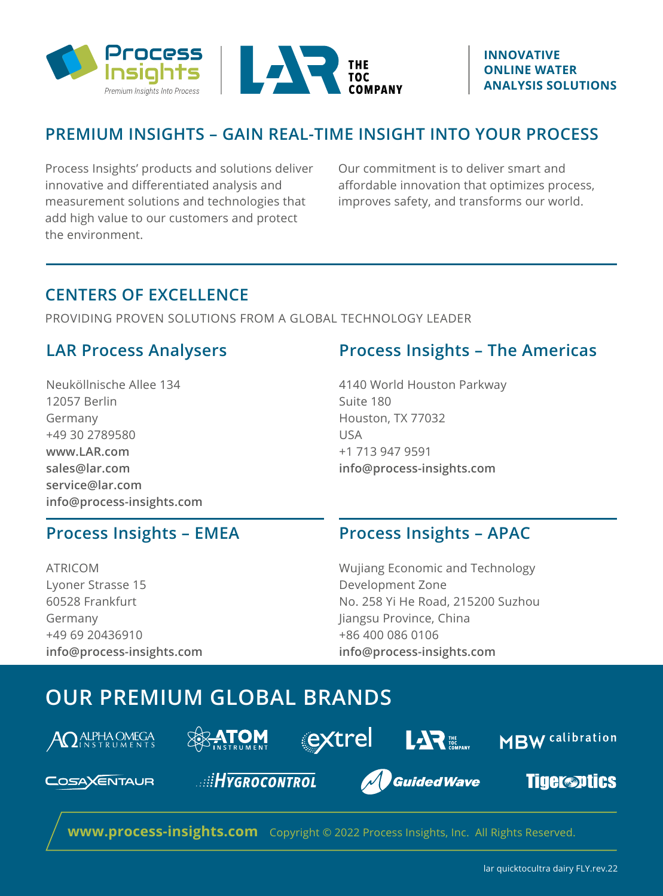INNOVATIVE ONLINE WATER ANALYSIS SOLUTIONS

## PREMIUM INSIGHTS – GAIN REAL-TIME INSIGHT INTO YOUR PROCESS

Process Insights' products and solutions deliver innovative and differentiated analysis and measurement solutions and technologies that add high value to our customers and protect the environment.

Our commitment is to deliver smart and affordable innovation that optimizes process, improves safety, and transforms our world.

## CENTERS OF EXCELLENCE

PROVIDING PROVEN SOLUTIONS FROM A GLOBAL TECHNOLOGY LEADER

### LAR Process Analysers

Neuköllnische Allee 134
12057 Berlin
Germany
+49 30 2789580
**www.LAR.com**
**sales@lar.com**
**service@lar.com**
**info@process-insights.com**

### Process Insights – The Americas

4140 World Houston Parkway
Suite 180
Houston, TX 77032
USA
+1 713 947 9591
**info@process-insights.com**

### Process Insights – EMEA

ATRICOM
Lyoner Strasse 15
60528 Frankfurt
Germany
+49 69 20436910
**info@process-insights.com**

### Process Insights – APAC

Wujiang Economic and Technology Development Zone
No. 258 Yi He Road, 215200 Suzhou
Jiangsu Province, China
+86 400 086 0106
**info@process-insights.com**

## OUR PREMIUM GLOBAL BRANDS

ALPHA OMEGA INSTRUMENTS · ATOM INSTRUMENT · extrel · LAR THE TOC COMPANY · MBW calibration · COSA XENTAUR · HYGROCONTROL · GuidedWave · Tiger Optics

**www.process-insights.com** Copyright © 2022 Process Insights, Inc. All Rights Reserved.

lar quicktocultra dairy FLY.rev.22